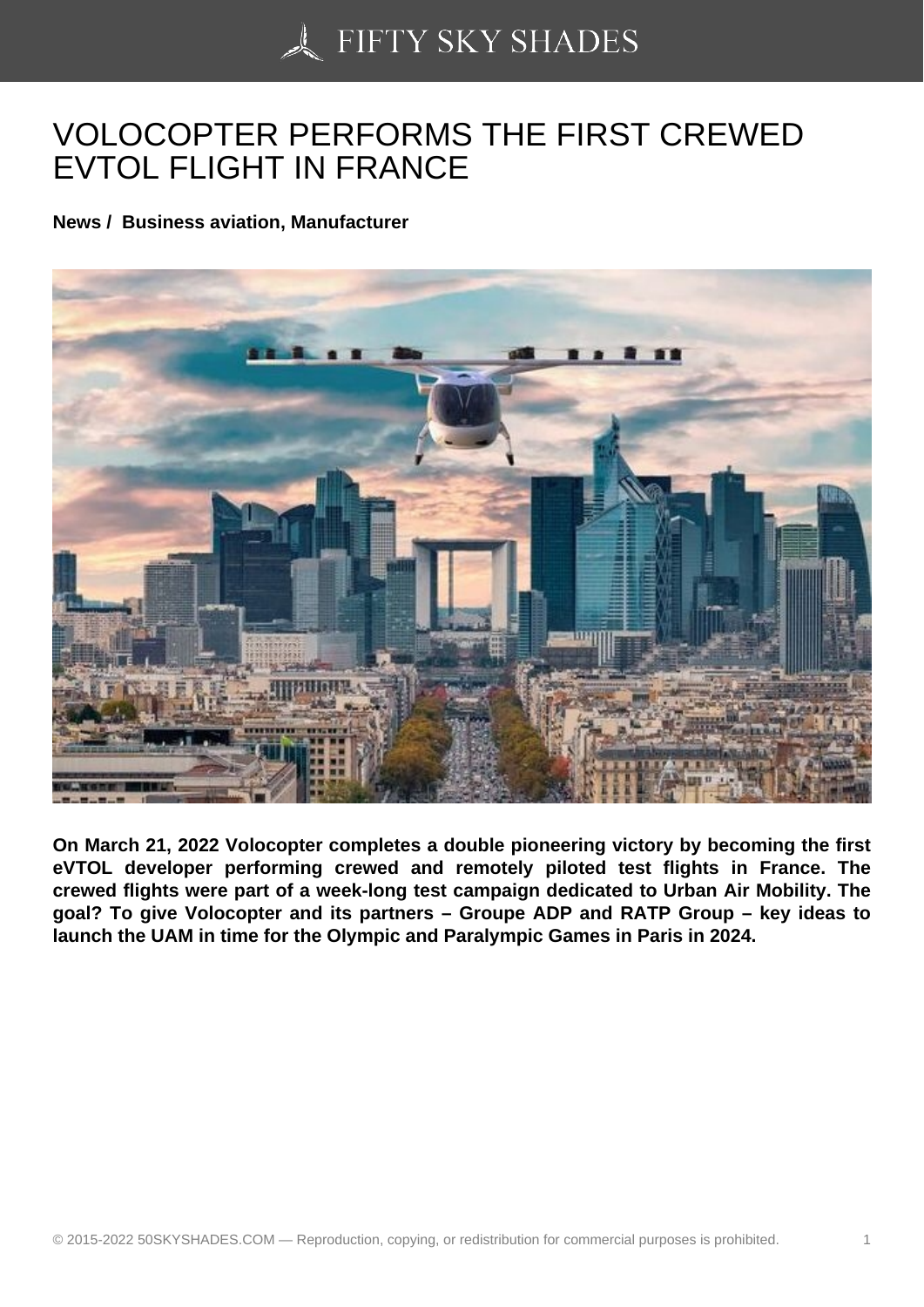# VOLOCOPTER PERFORMS THE FIRST CREWED EVTOL FLIGHT IN FRANCE

**News / Business aviation, Manufacturer**

**On March 21, 2022 Volocopter completes a double pioneering victory by becoming the first eVTOL developer performing crewed and remotely piloted test flights in France. The crewed flights were part of a week-long test campaign dedicated to Urban Air Mobility. The goal? To give Volocopter and its partners – Groupe ADP and RATP Group – key ideas to launch the UAM in time for the Olympic and Paralympic Games in Paris in 2024.**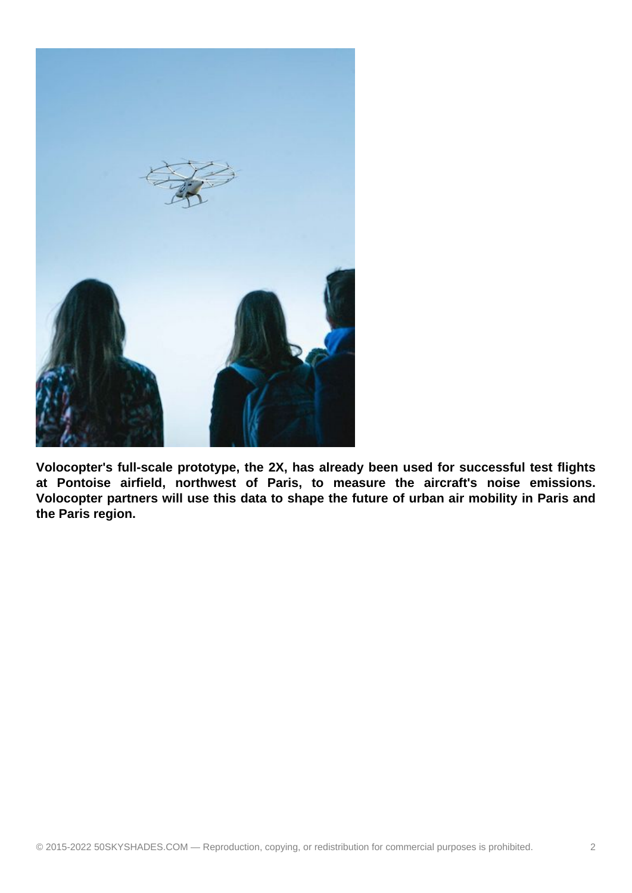**Volocopter's full-scale prototype, the 2X, has already been used for successful test flights at Pontoise airfield, northwest of Paris, to measure the aircraft's noise emissions. Volocopter partners will use this data to shape the future of urban air mobility in Paris and the Paris region.**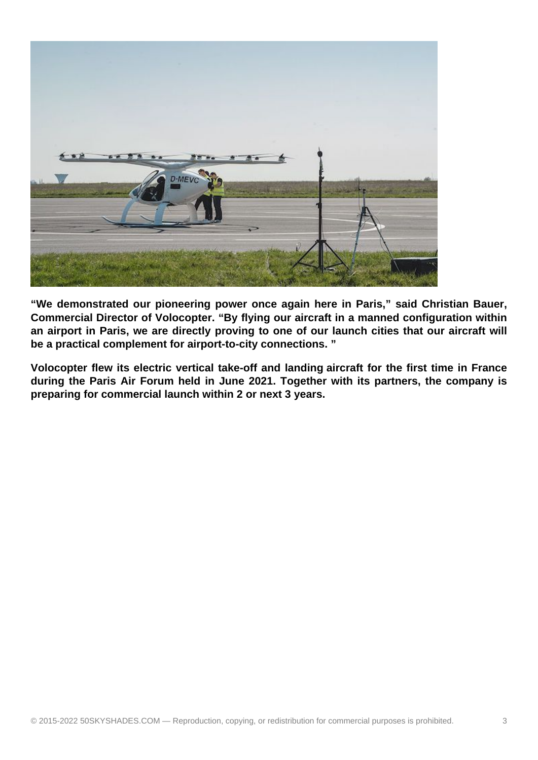**“We demonstrated our pioneering power once again here in Paris,” said Christian Bauer, Commercial Director of Volocopter. “By flying our aircraft in a manned configuration within an airport in Paris, we are directly proving to one of our launch cities that our aircraft will be a practical complement for airport-to-city connections. ”**

**Volocopter flew its electric vertical take-off and landing aircraft for the first time in France during the Paris Air Forum held in June 2021. Together with its partners, the company is preparing for commercial launch within 2 or next 3 years.**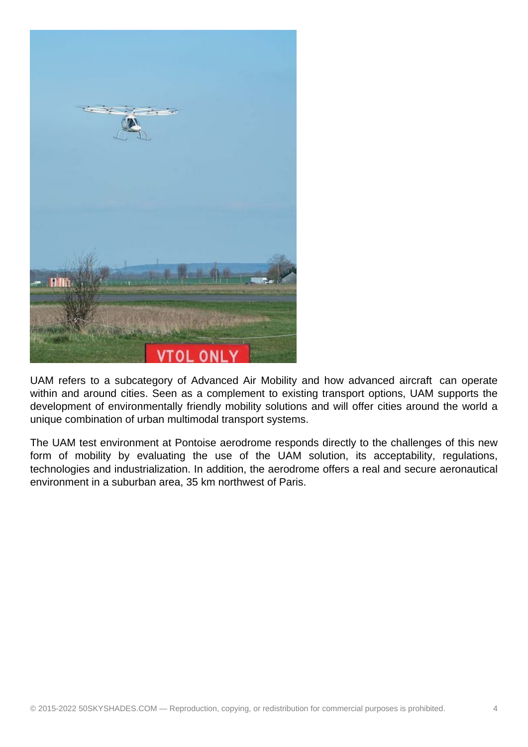UAM refers to a subcategory of Advanced Air Mobility and how advanced aircraft can operate within and around cities. Seen as a complement to existing transport options, UAM supports the development of environmentally friendly mobility solutions and will offer cities around the world a unique combination of urban multimodal transport systems.

The UAM test environment at Pontoise aerodrome responds directly to the challenges of this new form of mobility by evaluating the use of the UAM solution, its acceptability, regulations, technologies and industrialization. In addition, the aerodrome offers a real and secure aeronautical environment in a suburban area, 35 km northwest of Paris.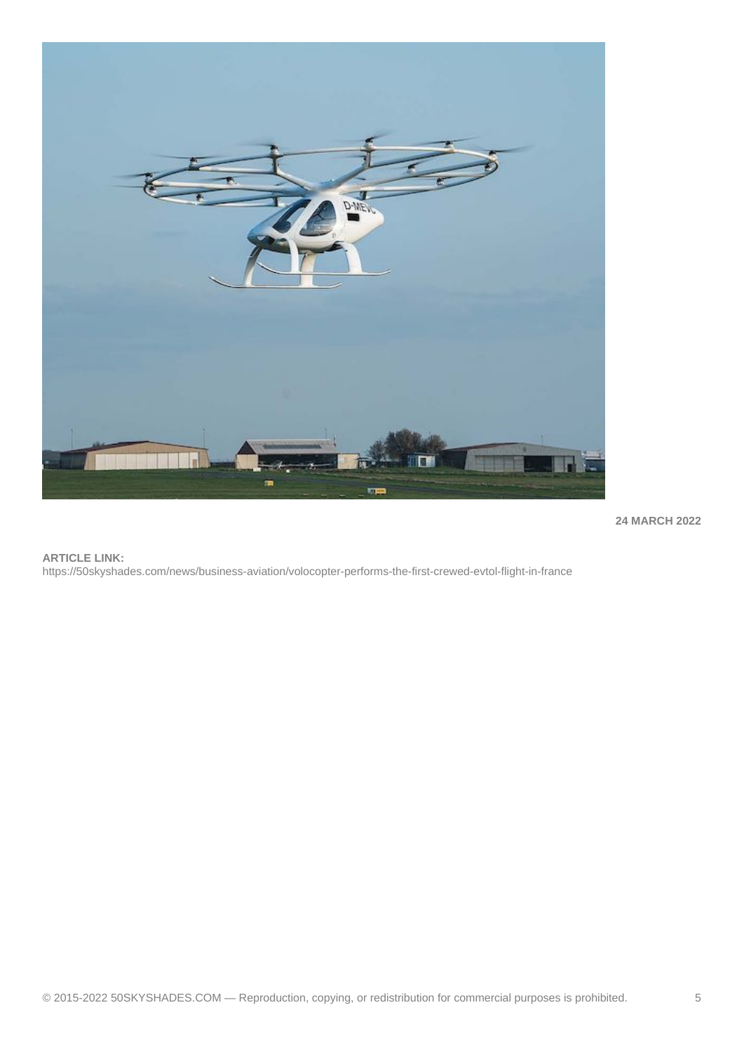**24 MARCH 2022**

**ARTICLE LINK:**
https://50skyshades.com/news/business-aviation/volocopter-performs-the-first-crewed-evtol-flight-in-france

© 2015-2022 50SKYSHADES.COM — Reproduction, copying, or redistribution for commercial purposes is prohibited.